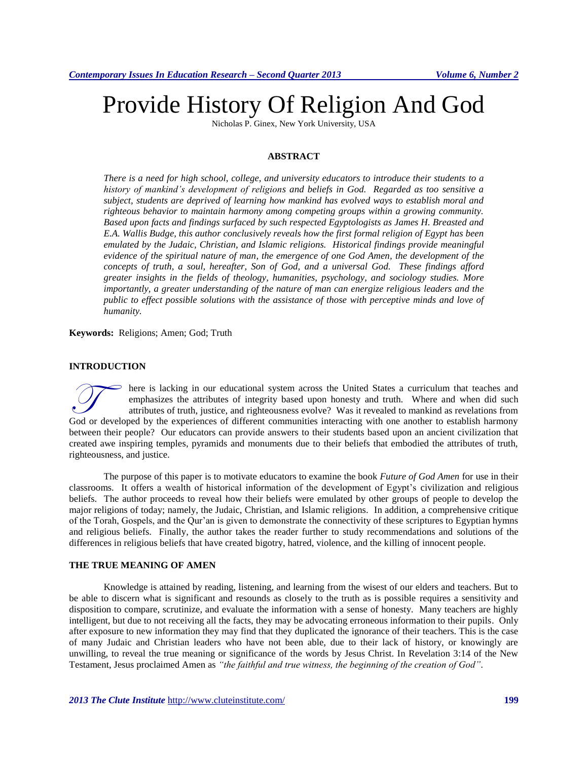# Provide History Of Religion And God

Nicholas P. Ginex, New York University, USA

## ABSTRACT

*There is a need for high school, college, and university educators to introduce their students to a history of mankind's development of religions and beliefs in God. Regarded as too sensitive a subject, students are deprived of learning how mankind has evolved ways to establish moral and righteous behavior to maintain harmony among competing groups within a growing community. Based upon facts and findings surfaced by such respected Egyptologists as James H. Breasted and E.A. Wallis Budge, this author conclusively reveals how the first formal religion of Egypt has been emulated by the Judaic, Christian, and Islamic religions. Historical findings provide meaningful evidence of the spiritual nature of man, the emergence of one God Amen, the development of the concepts of truth, a soul, hereafter, Son of God, and a universal God. These findings afford greater insights in the fields of theology, humanities, psychology, and sociology studies. More importantly, a greater understanding of the nature of man can energize religious leaders and the public to effect possible solutions with the assistance of those with perceptive minds and love of humanity.*

**Keywords:** Religions; Amen; God; Truth

## INTRODUCTION

There is lacking in our educational system across the United States a curriculum that teaches and emphasizes the attributes of integrity based upon honesty and truth. Where and when did such attributes of truth, justice, and righteousness evolve? Was it revealed to mankind as revelations from God or developed by the experiences of different communities interacting with one another to establish harmony between their people? Our educators can provide answers to their students based upon an ancient civilization that created awe inspiring temples, pyramids and monuments due to their beliefs that embodied the attributes of truth, righteousness, and justice.

The purpose of this paper is to motivate educators to examine the book *Future of God Amen* for use in their classrooms. It offers a wealth of historical information of the development of Egypt's civilization and religious beliefs. The author proceeds to reveal how their beliefs were emulated by other groups of people to develop the major religions of today; namely, the Judaic, Christian, and Islamic religions. In addition, a comprehensive critique of the Torah, Gospels, and the Qur'an is given to demonstrate the connectivity of these scriptures to Egyptian hymns and religious beliefs. Finally, the author takes the reader further to study recommendations and solutions of the differences in religious beliefs that have created bigotry, hatred, violence, and the killing of innocent people.

## THE TRUE MEANING OF AMEN

Knowledge is attained by reading, listening, and learning from the wisest of our elders and teachers. But to be able to discern what is significant and resounds as closely to the truth as is possible requires a sensitivity and disposition to compare, scrutinize, and evaluate the information with a sense of honesty. Many teachers are highly intelligent, but due to not receiving all the facts, they may be advocating erroneous information to their pupils. Only after exposure to new information they may find that they duplicated the ignorance of their teachers. This is the case of many Judaic and Christian leaders who have not been able, due to their lack of history, or knowingly are unwilling, to reveal the true meaning or significance of the words by Jesus Christ. In Revelation 3:14 of the New Testament, Jesus proclaimed Amen as *"the faithful and true witness, the beginning of the creation of God"*.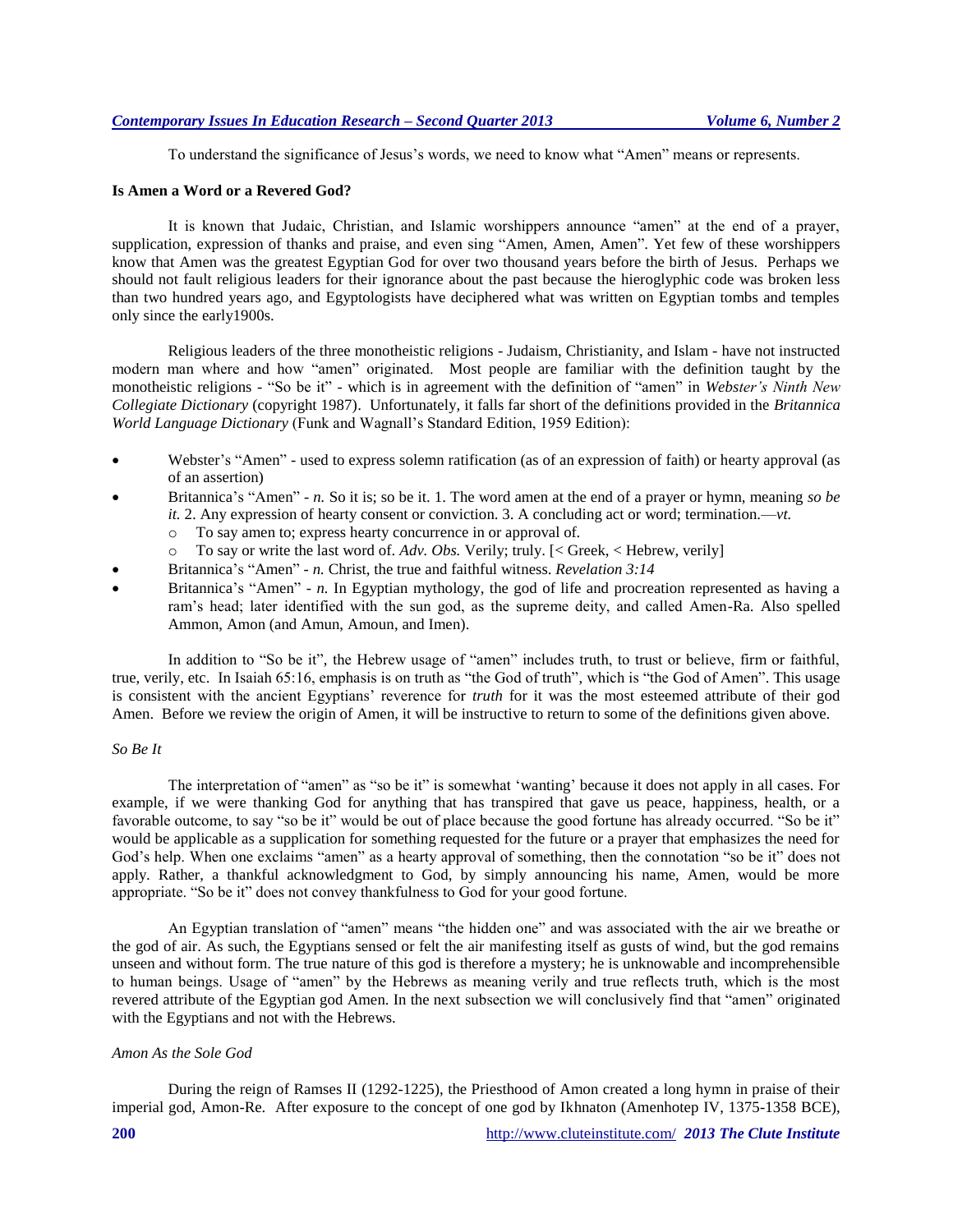To understand the significance of Jesus's words, we need to know what "Amen" means or represents.

### Is Amen a Word or a Revered God?

It is known that Judaic, Christian, and Islamic worshippers announce "amen" at the end of a prayer, supplication, expression of thanks and praise, and even sing "Amen, Amen, Amen". Yet few of these worshippers know that Amen was the greatest Egyptian God for over two thousand years before the birth of Jesus. Perhaps we should not fault religious leaders for their ignorance about the past because the hieroglyphic code was broken less than two hundred years ago, and Egyptologists have deciphered what was written on Egyptian tombs and temples only since the early1900s.

Religious leaders of the three monotheistic religions - Judaism, Christianity, and Islam - have not instructed modern man where and how "amen" originated. Most people are familiar with the definition taught by the monotheistic religions - "So be it" - which is in agreement with the definition of "amen" in *Webster's Ninth New Collegiate Dictionary* (copyright 1987). Unfortunately, it falls far short of the definitions provided in the *Britannica World Language Dictionary* (Funk and Wagnall's Standard Edition, 1959 Edition):

- Webster's "Amen" - used to express solemn ratification (as of an expression of faith) or hearty approval (as of an assertion)
- Britannica's "Amen" - *n.* So it is; so be it. 1. The word amen at the end of a prayer or hymn, meaning *so be it.* 2. Any expression of hearty consent or conviction. 3. A concluding act or word; termination.—*vt.*
  - To say amen to; express hearty concurrence in or approval of.
  - To say or write the last word of. *Adv. Obs.* Verily; truly. [< Greek, < Hebrew, verily]
- Britannica's "Amen" - *n.* Christ, the true and faithful witness. *Revelation 3:14*
- Britannica's "Amen" - *n.* In Egyptian mythology, the god of life and procreation represented as having a ram's head; later identified with the sun god, as the supreme deity, and called Amen-Ra. Also spelled Ammon, Amon (and Amun, Amoun, and Imen).

In addition to "So be it", the Hebrew usage of "amen" includes truth, to trust or believe, firm or faithful, true, verily, etc. In Isaiah 65:16, emphasis is on truth as "the God of truth", which is "the God of Amen". This usage is consistent with the ancient Egyptians' reverence for *truth* for it was the most esteemed attribute of their god Amen. Before we review the origin of Amen, it will be instructive to return to some of the definitions given above.

#### *So Be It*

The interpretation of "amen" as "so be it" is somewhat 'wanting' because it does not apply in all cases. For example, if we were thanking God for anything that has transpired that gave us peace, happiness, health, or a favorable outcome, to say "so be it" would be out of place because the good fortune has already occurred. "So be it" would be applicable as a supplication for something requested for the future or a prayer that emphasizes the need for God's help. When one exclaims "amen" as a hearty approval of something, then the connotation "so be it" does not apply. Rather, a thankful acknowledgment to God, by simply announcing his name, Amen, would be more appropriate. "So be it" does not convey thankfulness to God for your good fortune.

An Egyptian translation of "amen" means "the hidden one" and was associated with the air we breathe or the god of air. As such, the Egyptians sensed or felt the air manifesting itself as gusts of wind, but the god remains unseen and without form. The true nature of this god is therefore a mystery; he is unknowable and incomprehensible to human beings. Usage of "amen" by the Hebrews as meaning verily and true reflects truth, which is the most revered attribute of the Egyptian god Amen. In the next subsection we will conclusively find that "amen" originated with the Egyptians and not with the Hebrews.

#### *Amon As the Sole God*

During the reign of Ramses II (1292-1225), the Priesthood of Amon created a long hymn in praise of their imperial god, Amon-Re. After exposure to the concept of one god by Ikhnaton (Amenhotep IV, 1375-1358 BCE),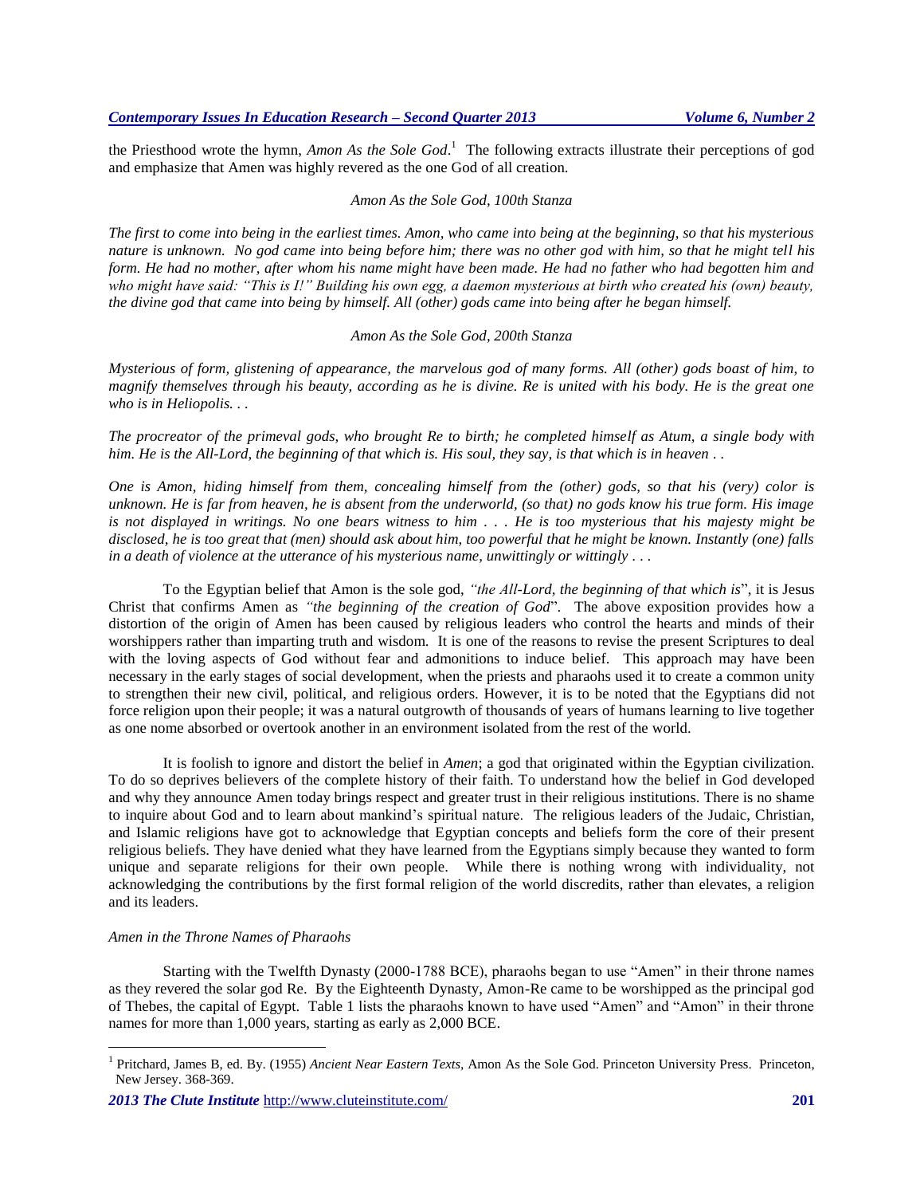the Priesthood wrote the hymn, *Amon As the Sole God*.[1] The following extracts illustrate their perceptions of god and emphasize that Amen was highly revered as the one God of all creation.

*Amon As the Sole God, 100th Stanza*

*The first to come into being in the earliest times. Amon, who came into being at the beginning, so that his mysterious nature is unknown. No god came into being before him; there was no other god with him, so that he might tell his form. He had no mother, after whom his name might have been made. He had no father who had begotten him and who might have said: "This is I!" Building his own egg, a daemon mysterious at birth who created his (own) beauty, the divine god that came into being by himself. All (other) gods came into being after he began himself.*

*Amon As the Sole God, 200th Stanza*

*Mysterious of form, glistening of appearance, the marvelous god of many forms. All (other) gods boast of him, to magnify themselves through his beauty, according as he is divine. Re is united with his body. He is the great one who is in Heliopolis. . .*

*The procreator of the primeval gods, who brought Re to birth; he completed himself as Atum, a single body with him. He is the All-Lord, the beginning of that which is. His soul, they say, is that which is in heaven . .*

*One is Amon, hiding himself from them, concealing himself from the (other) gods, so that his (very) color is unknown. He is far from heaven, he is absent from the underworld, (so that) no gods know his true form. His image is not displayed in writings. No one bears witness to him . . . He is too mysterious that his majesty might be disclosed, he is too great that (men) should ask about him, too powerful that he might be known. Instantly (one) falls in a death of violence at the utterance of his mysterious name, unwittingly or wittingly . . .*

To the Egyptian belief that Amon is the sole god, *"the All-Lord, the beginning of that which is*", it is Jesus Christ that confirms Amen as *"the beginning of the creation of God*". The above exposition provides how a distortion of the origin of Amen has been caused by religious leaders who control the hearts and minds of their worshippers rather than imparting truth and wisdom. It is one of the reasons to revise the present Scriptures to deal with the loving aspects of God without fear and admonitions to induce belief. This approach may have been necessary in the early stages of social development, when the priests and pharaohs used it to create a common unity to strengthen their new civil, political, and religious orders. However, it is to be noted that the Egyptians did not force religion upon their people; it was a natural outgrowth of thousands of years of humans learning to live together as one nome absorbed or overtook another in an environment isolated from the rest of the world.

It is foolish to ignore and distort the belief in *Amen*; a god that originated within the Egyptian civilization. To do so deprives believers of the complete history of their faith. To understand how the belief in God developed and why they announce Amen today brings respect and greater trust in their religious institutions. There is no shame to inquire about God and to learn about mankind's spiritual nature. The religious leaders of the Judaic, Christian, and Islamic religions have got to acknowledge that Egyptian concepts and beliefs form the core of their present religious beliefs. They have denied what they have learned from the Egyptians simply because they wanted to form unique and separate religions for their own people. While there is nothing wrong with individuality, not acknowledging the contributions by the first formal religion of the world discredits, rather than elevates, a religion and its leaders.

*Amen in the Throne Names of Pharaohs*

Starting with the Twelfth Dynasty (2000-1788 BCE), pharaohs began to use "Amen" in their throne names as they revered the solar god Re. By the Eighteenth Dynasty, Amon-Re came to be worshipped as the principal god of Thebes, the capital of Egypt. Table 1 lists the pharaohs known to have used "Amen" and "Amon" in their throne names for more than 1,000 years, starting as early as 2,000 BCE.

---

[1] Pritchard, James B, ed. By. (1955) *Ancient Near Eastern Texts*, Amon As the Sole God. Princeton University Press. Princeton, New Jersey. 368-369.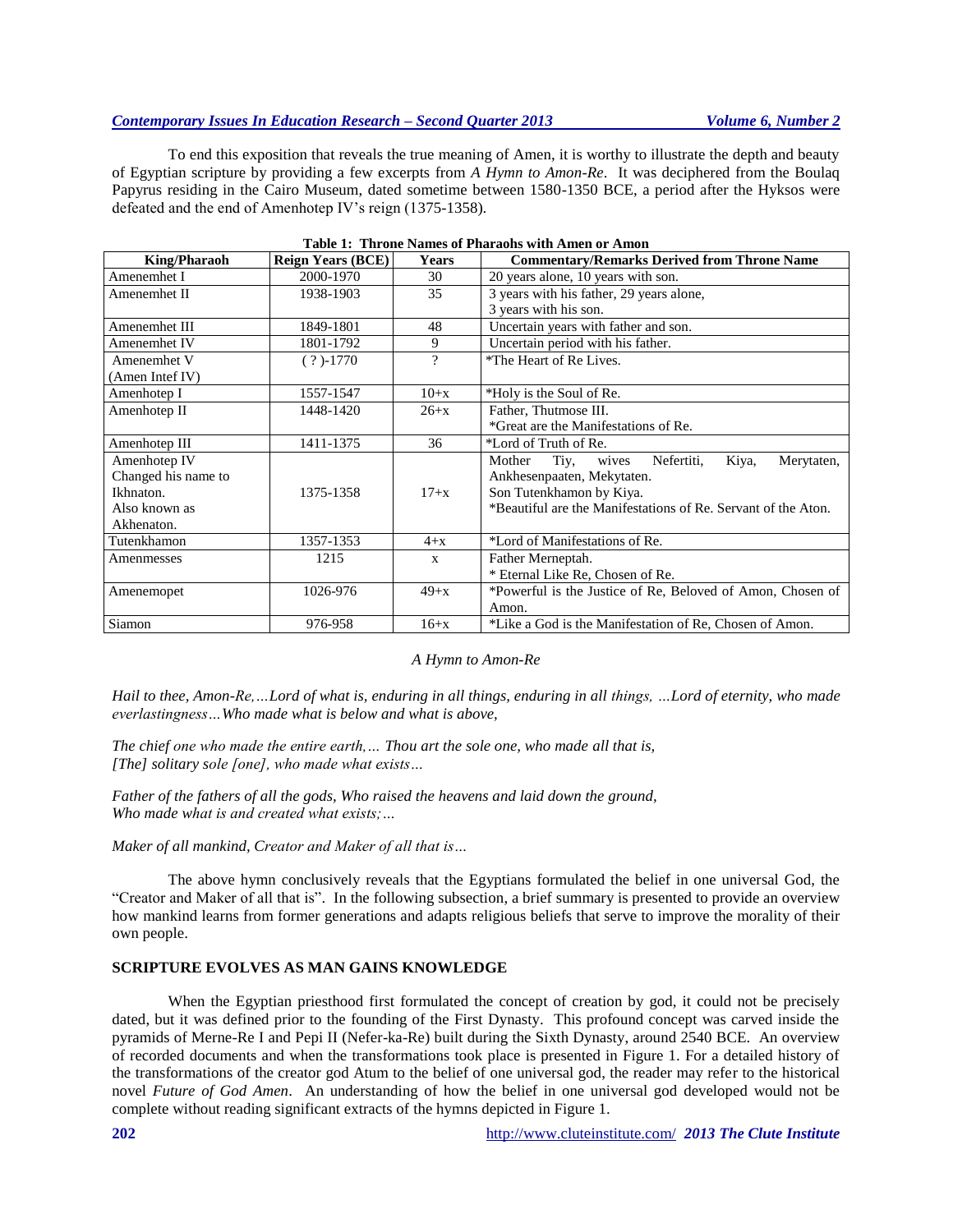To end this exposition that reveals the true meaning of Amen, it is worthy to illustrate the depth and beauty of Egyptian scripture by providing a few excerpts from *A Hymn to Amon-Re*. It was deciphered from the Boulaq Papyrus residing in the Cairo Museum, dated sometime between 1580-1350 BCE, a period after the Hyksos were defeated and the end of Amenhotep IV's reign (1375-1358).

**Table 1: Throne Names of Pharaohs with Amen or Amon**

| King/Pharaoh | Reign Years (BCE) | Years | Commentary/Remarks Derived from Throne Name |
|---|---|---|---|
| Amenemhet I | 2000-1970 | 30 | 20 years alone, 10 years with son. |
| Amenemhet II | 1938-1903 | 35 | 3 years with his father, 29 years alone, 3 years with his son. |
| Amenemhet III | 1849-1801 | 48 | Uncertain years with father and son. |
| Amenemhet IV | 1801-1792 | 9 | Uncertain period with his father. |
| Amenemhet V (Amen Intef IV) | ( ? )-1770 | ? | *The Heart of Re Lives. |
| Amenhotep I | 1557-1547 | 10+x | *Holy is the Soul of Re. |
| Amenhotep II | 1448-1420 | 26+x | Father, Thutmose III. *Great are the Manifestations of Re. |
| Amenhotep III | 1411-1375 | 36 | *Lord of Truth of Re. |
| Amenhotep IV Changed his name to Ikhnaton. Also known as Akhenaton. | 1375-1358 | 17+x | Mother Tiy, wives Nefertiti, Kiya, Merytaten, Ankhesenpaaten, Mekytaten. Son Tutenkhamon by Kiya. *Beautiful are the Manifestations of Re. Servant of the Aton. |
| Tutenkhamon | 1357-1353 | 4+x | *Lord of Manifestations of Re. |
| Amenmesses | 1215 | x | Father Merneptah. * Eternal Like Re, Chosen of Re. |
| Amenemopet | 1026-976 | 49+x | *Powerful is the Justice of Re, Beloved of Amon, Chosen of Amon. |
| Siamon | 976-958 | 16+x | *Like a God is the Manifestation of Re, Chosen of Amon. |

*A Hymn to Amon-Re*

*Hail to thee, Amon-Re,…Lord of what is, enduring in all things, enduring in all things, …Lord of eternity, who made everlastingness…Who made what is below and what is above,*

*The chief one who made the entire earth,… Thou art the sole one, who made all that is,*
*[The] solitary sole [one], who made what exists…*

*Father of the fathers of all the gods, Who raised the heavens and laid down the ground,*
*Who made what is and created what exists;…*

*Maker of all mankind, Creator and Maker of all that is…*

The above hymn conclusively reveals that the Egyptians formulated the belief in one universal God, the "Creator and Maker of all that is". In the following subsection, a brief summary is presented to provide an overview how mankind learns from former generations and adapts religious beliefs that serve to improve the morality of their own people.

## SCRIPTURE EVOLVES AS MAN GAINS KNOWLEDGE

When the Egyptian priesthood first formulated the concept of creation by god, it could not be precisely dated, but it was defined prior to the founding of the First Dynasty. This profound concept was carved inside the pyramids of Merne-Re I and Pepi II (Nefer-ka-Re) built during the Sixth Dynasty, around 2540 BCE. An overview of recorded documents and when the transformations took place is presented in Figure 1. For a detailed history of the transformations of the creator god Atum to the belief of one universal god, the reader may refer to the historical novel *Future of God Amen*. An understanding of how the belief in one universal god developed would not be complete without reading significant extracts of the hymns depicted in Figure 1.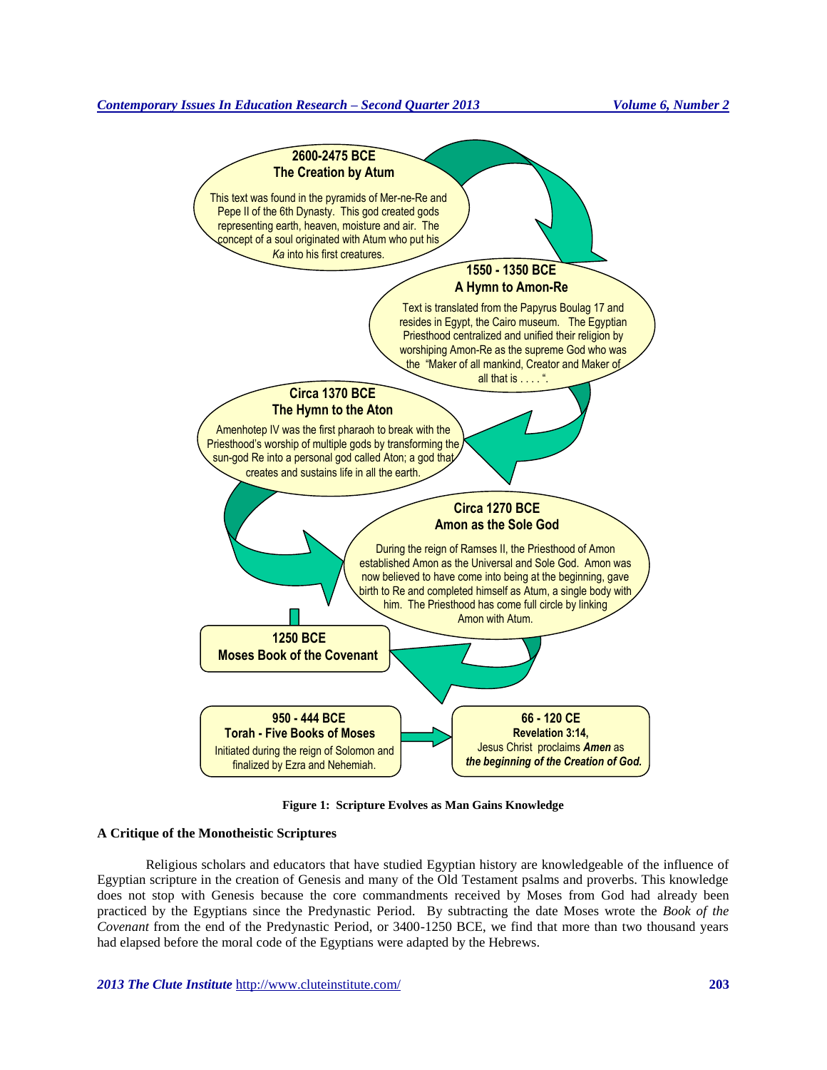**2600-2475 BCE**
**The Creation by Atum**

This text was found in the pyramids of Mer-ne-Re and Pepe II of the 6th Dynasty. This god created gods representing earth, heaven, moisture and air. The concept of a soul originated with Atum who put his *Ka* into his first creatures.

**1550 - 1350 BCE**
**A Hymn to Amon-Re**

Text is translated from the Papyrus Boulag 17 and resides in Egypt, the Cairo museum. The Egyptian Priesthood centralized and unified their religion by worshiping Amon-Re as the supreme God who was the "Maker of all mankind, Creator and Maker of all that is . . . . ".

**Circa 1370 BCE**
**The Hymn to the Aton**

Amenhotep IV was the first pharaoh to break with the Priesthood's worship of multiple gods by transforming the sun-god Re into a personal god called Aton; a god that creates and sustains life in all the earth.

**Circa 1270 BCE**
**Amon as the Sole God**

During the reign of Ramses II, the Priesthood of Amon established Amon as the Universal and Sole God. Amon was now believed to have come into being at the beginning, gave birth to Re and completed himself as Atum, a single body with him. The Priesthood has come full circle by linking Amon with Atum.

**1250 BCE**
**Moses Book of the Covenant**

**950 - 444 BCE**
**Torah - Five Books of Moses**

Initiated during the reign of Solomon and finalized by Ezra and Nehemiah.

**66 - 120 CE**
**Revelation 3:14,**
Jesus Christ proclaims ***Amen*** as ***the beginning of the Creation of God.***

**Figure 1: Scripture Evolves as Man Gains Knowledge**

### A Critique of the Monotheistic Scriptures

Religious scholars and educators that have studied Egyptian history are knowledgeable of the influence of Egyptian scripture in the creation of Genesis and many of the Old Testament psalms and proverbs. This knowledge does not stop with Genesis because the core commandments received by Moses from God had already been practiced by the Egyptians since the Predynastic Period. By subtracting the date Moses wrote the *Book of the Covenant* from the end of the Predynastic Period, or 3400-1250 BCE, we find that more than two thousand years had elapsed before the moral code of the Egyptians were adapted by the Hebrews.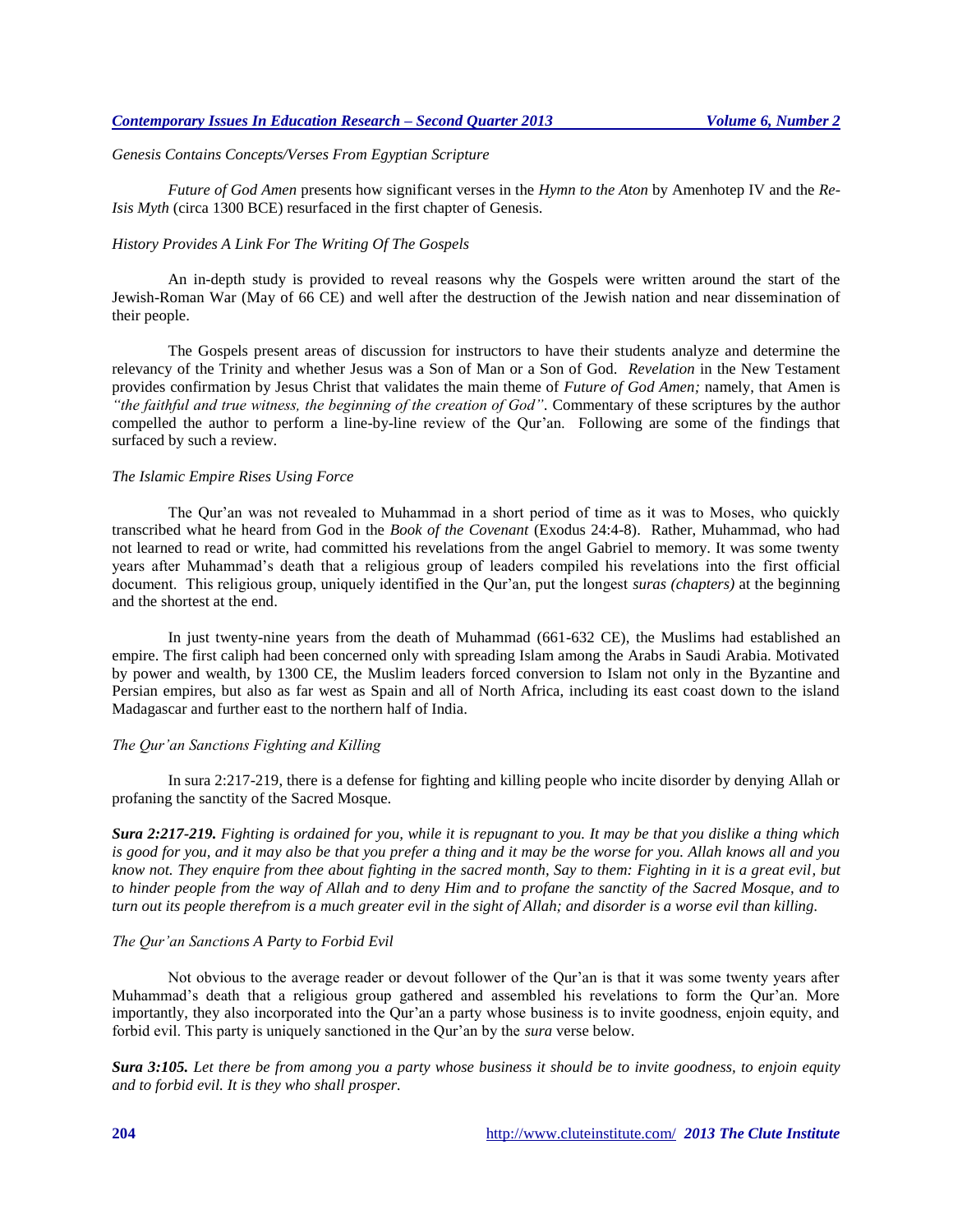*Genesis Contains Concepts/Verses From Egyptian Scripture*

*Future of God Amen* presents how significant verses in the *Hymn to the Aton* by Amenhotep IV and the *Re-Isis Myth* (circa 1300 BCE) resurfaced in the first chapter of Genesis.

*History Provides A Link For The Writing Of The Gospels*

An in-depth study is provided to reveal reasons why the Gospels were written around the start of the Jewish-Roman War (May of 66 CE) and well after the destruction of the Jewish nation and near dissemination of their people.

The Gospels present areas of discussion for instructors to have their students analyze and determine the relevancy of the Trinity and whether Jesus was a Son of Man or a Son of God. *Revelation* in the New Testament provides confirmation by Jesus Christ that validates the main theme of *Future of God Amen;* namely, that Amen is *"the faithful and true witness, the beginning of the creation of God"*. Commentary of these scriptures by the author compelled the author to perform a line-by-line review of the Qur'an. Following are some of the findings that surfaced by such a review.

*The Islamic Empire Rises Using Force*

The Qur'an was not revealed to Muhammad in a short period of time as it was to Moses, who quickly transcribed what he heard from God in the *Book of the Covenant* (Exodus 24:4-8). Rather, Muhammad, who had not learned to read or write, had committed his revelations from the angel Gabriel to memory. It was some twenty years after Muhammad's death that a religious group of leaders compiled his revelations into the first official document. This religious group, uniquely identified in the Qur'an, put the longest *suras (chapters)* at the beginning and the shortest at the end.

In just twenty-nine years from the death of Muhammad (661-632 CE), the Muslims had established an empire. The first caliph had been concerned only with spreading Islam among the Arabs in Saudi Arabia. Motivated by power and wealth, by 1300 CE, the Muslim leaders forced conversion to Islam not only in the Byzantine and Persian empires, but also as far west as Spain and all of North Africa, including its east coast down to the island Madagascar and further east to the northern half of India.

*The Qur'an Sanctions Fighting and Killing*

In sura 2:217-219, there is a defense for fighting and killing people who incite disorder by denying Allah or profaning the sanctity of the Sacred Mosque.

***Sura 2:217-219.*** *Fighting is ordained for you, while it is repugnant to you. It may be that you dislike a thing which is good for you, and it may also be that you prefer a thing and it may be the worse for you. Allah knows all and you know not. They enquire from thee about fighting in the sacred month, Say to them: Fighting in it is a great evil, but to hinder people from the way of Allah and to deny Him and to profane the sanctity of the Sacred Mosque, and to turn out its people therefrom is a much greater evil in the sight of Allah; and disorder is a worse evil than killing.*

*The Qur'an Sanctions A Party to Forbid Evil*

Not obvious to the average reader or devout follower of the Qur'an is that it was some twenty years after Muhammad's death that a religious group gathered and assembled his revelations to form the Qur'an. More importantly, they also incorporated into the Qur'an a party whose business is to invite goodness, enjoin equity, and forbid evil. This party is uniquely sanctioned in the Qur'an by the *sura* verse below.

***Sura 3:105.*** *Let there be from among you a party whose business it should be to invite goodness, to enjoin equity and to forbid evil. It is they who shall prosper.*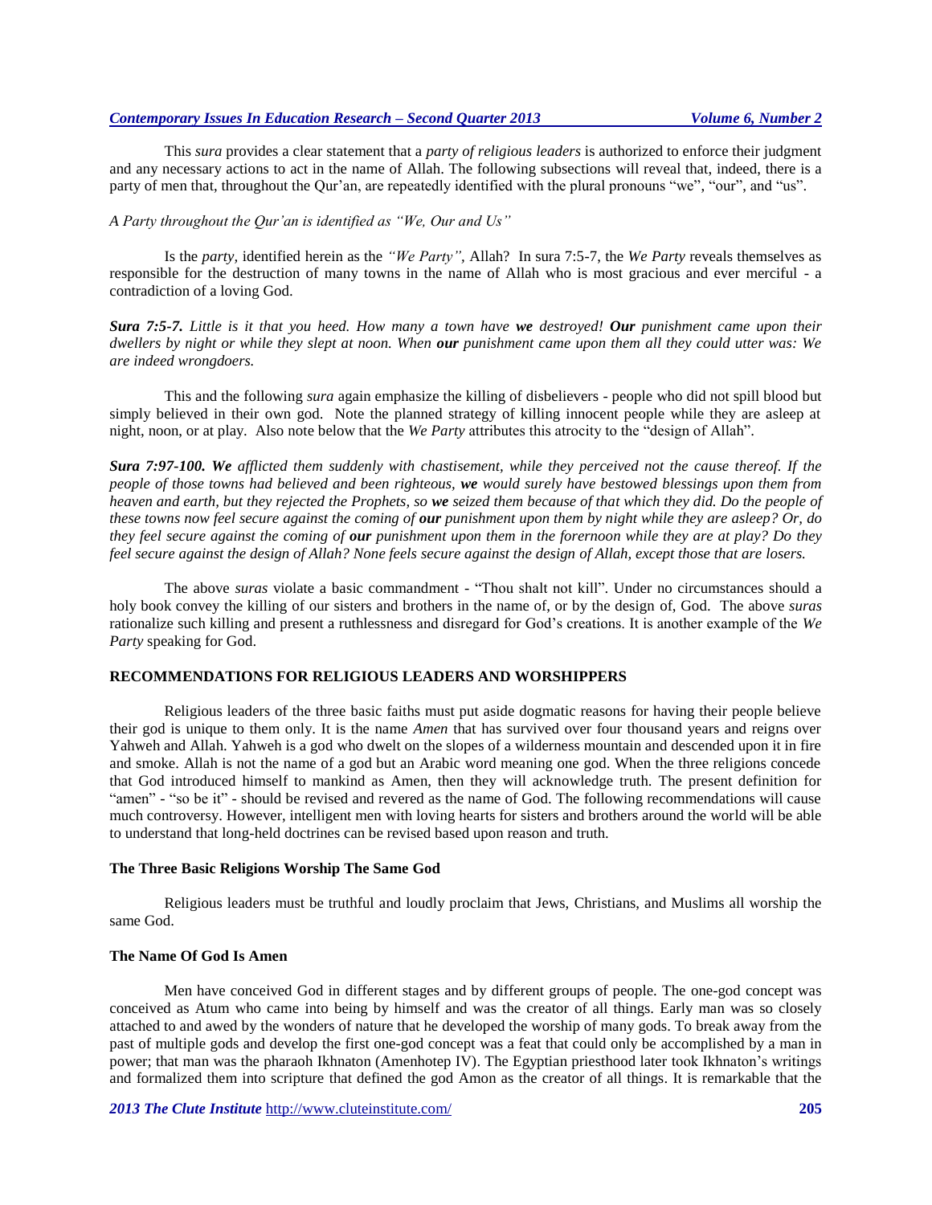This *sura* provides a clear statement that a *party of religious leaders* is authorized to enforce their judgment and any necessary actions to act in the name of Allah. The following subsections will reveal that, indeed, there is a party of men that, throughout the Qur'an, are repeatedly identified with the plural pronouns "we", "our", and "us".

*A Party throughout the Qur'an is identified as "We, Our and Us"*

Is the *party*, identified herein as the *"We Party"*, Allah? In sura 7:5-7, the *We Party* reveals themselves as responsible for the destruction of many towns in the name of Allah who is most gracious and ever merciful - a contradiction of a loving God.

***Sura 7:5-7.*** *Little is it that you heed. How many a town have* ***we*** *destroyed!* ***Our*** *punishment came upon their dwellers by night or while they slept at noon. When* ***our*** *punishment came upon them all they could utter was: We are indeed wrongdoers.*

This and the following *sura* again emphasize the killing of disbelievers - people who did not spill blood but simply believed in their own god. Note the planned strategy of killing innocent people while they are asleep at night, noon, or at play. Also note below that the *We Party* attributes this atrocity to the "design of Allah".

***Sura 7:97-100. We*** *afflicted them suddenly with chastisement, while they perceived not the cause thereof. If the people of those towns had believed and been righteous,* ***we*** *would surely have bestowed blessings upon them from heaven and earth, but they rejected the Prophets, so* ***we*** *seized them because of that which they did. Do the people of these towns now feel secure against the coming of* ***our*** *punishment upon them by night while they are asleep? Or, do they feel secure against the coming of* ***our*** *punishment upon them in the forenoon while they are at play? Do they feel secure against the design of Allah? None feels secure against the design of Allah, except those that are losers.*

The above *suras* violate a basic commandment - "Thou shalt not kill". Under no circumstances should a holy book convey the killing of our sisters and brothers in the name of, or by the design of, God. The above *suras* rationalize such killing and present a ruthlessness and disregard for God's creations. It is another example of the *We Party* speaking for God.

## RECOMMENDATIONS FOR RELIGIOUS LEADERS AND WORSHIPPERS

Religious leaders of the three basic faiths must put aside dogmatic reasons for having their people believe their god is unique to them only. It is the name *Amen* that has survived over four thousand years and reigns over Yahweh and Allah. Yahweh is a god who dwelt on the slopes of a wilderness mountain and descended upon it in fire and smoke. Allah is not the name of a god but an Arabic word meaning one god. When the three religions concede that God introduced himself to mankind as Amen, then they will acknowledge truth. The present definition for "amen" - "so be it" - should be revised and revered as the name of God. The following recommendations will cause much controversy. However, intelligent men with loving hearts for sisters and brothers around the world will be able to understand that long-held doctrines can be revised based upon reason and truth.

### The Three Basic Religions Worship The Same God

Religious leaders must be truthful and loudly proclaim that Jews, Christians, and Muslims all worship the same God.

### The Name Of God Is Amen

Men have conceived God in different stages and by different groups of people. The one-god concept was conceived as Atum who came into being by himself and was the creator of all things. Early man was so closely attached to and awed by the wonders of nature that he developed the worship of many gods. To break away from the past of multiple gods and develop the first one-god concept was a feat that could only be accomplished by a man in power; that man was the pharaoh Ikhnaton (Amenhotep IV). The Egyptian priesthood later took Ikhnaton's writings and formalized them into scripture that defined the god Amon as the creator of all things. It is remarkable that the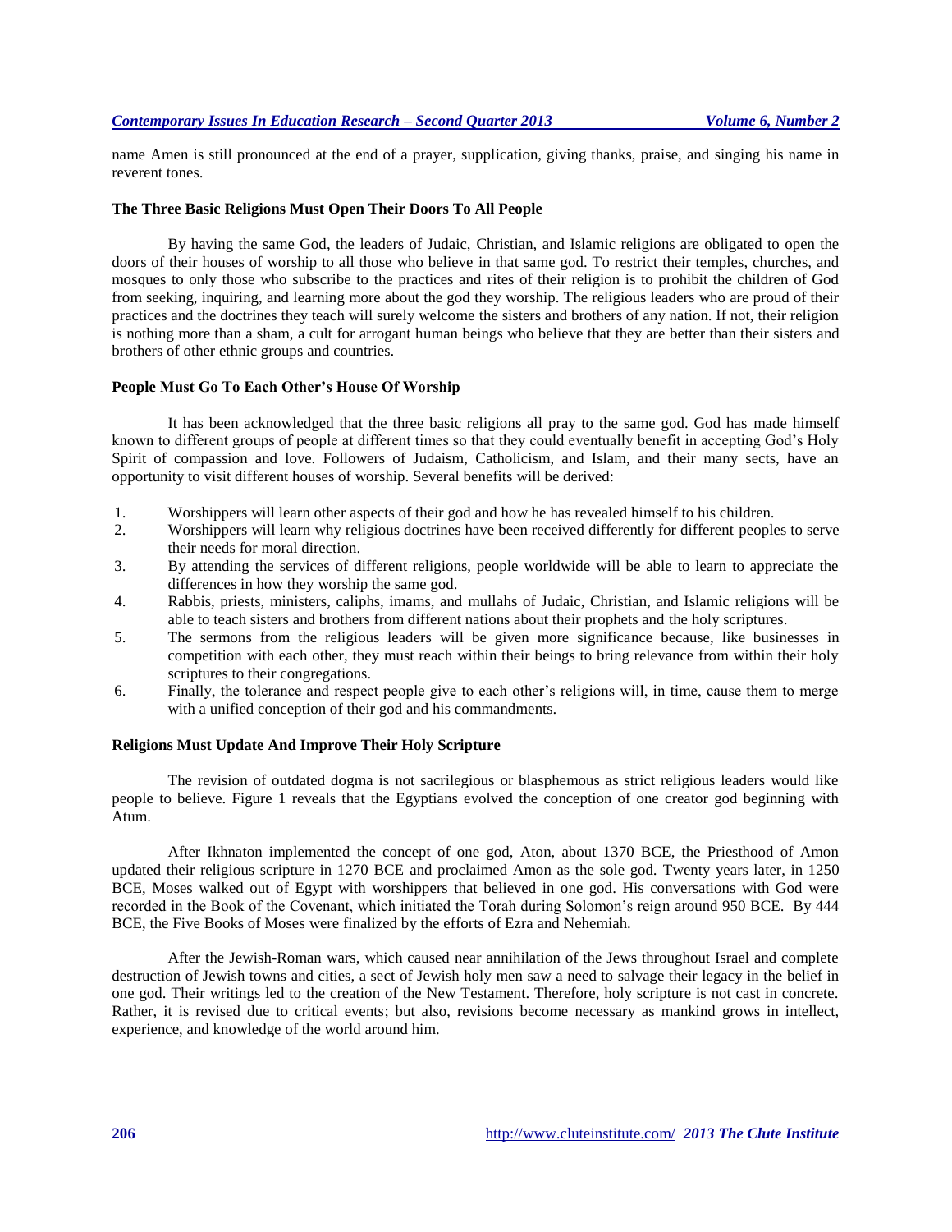name Amen is still pronounced at the end of a prayer, supplication, giving thanks, praise, and singing his name in reverent tones.

### The Three Basic Religions Must Open Their Doors To All People

By having the same God, the leaders of Judaic, Christian, and Islamic religions are obligated to open the doors of their houses of worship to all those who believe in that same god. To restrict their temples, churches, and mosques to only those who subscribe to the practices and rites of their religion is to prohibit the children of God from seeking, inquiring, and learning more about the god they worship. The religious leaders who are proud of their practices and the doctrines they teach will surely welcome the sisters and brothers of any nation. If not, their religion is nothing more than a sham, a cult for arrogant human beings who believe that they are better than their sisters and brothers of other ethnic groups and countries.

### People Must Go To Each Other's House Of Worship

It has been acknowledged that the three basic religions all pray to the same god. God has made himself known to different groups of people at different times so that they could eventually benefit in accepting God's Holy Spirit of compassion and love. Followers of Judaism, Catholicism, and Islam, and their many sects, have an opportunity to visit different houses of worship. Several benefits will be derived:

1. Worshippers will learn other aspects of their god and how he has revealed himself to his children.
2. Worshippers will learn why religious doctrines have been received differently for different peoples to serve their needs for moral direction.
3. By attending the services of different religions, people worldwide will be able to learn to appreciate the differences in how they worship the same god.
4. Rabbis, priests, ministers, caliphs, imams, and mullahs of Judaic, Christian, and Islamic religions will be able to teach sisters and brothers from different nations about their prophets and the holy scriptures.
5. The sermons from the religious leaders will be given more significance because, like businesses in competition with each other, they must reach within their beings to bring relevance from within their holy scriptures to their congregations.
6. Finally, the tolerance and respect people give to each other's religions will, in time, cause them to merge with a unified conception of their god and his commandments.

### Religions Must Update And Improve Their Holy Scripture

The revision of outdated dogma is not sacrilegious or blasphemous as strict religious leaders would like people to believe. Figure 1 reveals that the Egyptians evolved the conception of one creator god beginning with Atum.

After Ikhnaton implemented the concept of one god, Aton, about 1370 BCE, the Priesthood of Amon updated their religious scripture in 1270 BCE and proclaimed Amon as the sole god. Twenty years later, in 1250 BCE, Moses walked out of Egypt with worshippers that believed in one god. His conversations with God were recorded in the Book of the Covenant, which initiated the Torah during Solomon's reign around 950 BCE. By 444 BCE, the Five Books of Moses were finalized by the efforts of Ezra and Nehemiah.

After the Jewish-Roman wars, which caused near annihilation of the Jews throughout Israel and complete destruction of Jewish towns and cities, a sect of Jewish holy men saw a need to salvage their legacy in the belief in one god. Their writings led to the creation of the New Testament. Therefore, holy scripture is not cast in concrete. Rather, it is revised due to critical events; but also, revisions become necessary as mankind grows in intellect, experience, and knowledge of the world around him.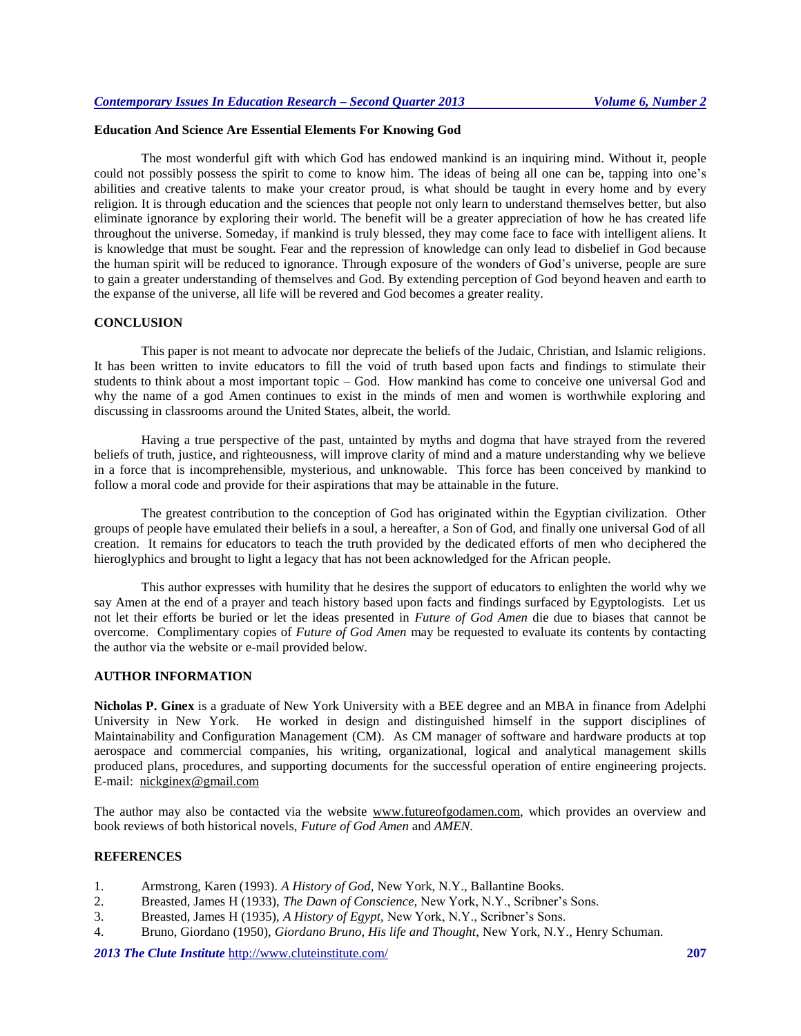**Education And Science Are Essential Elements For Knowing God**

The most wonderful gift with which God has endowed mankind is an inquiring mind. Without it, people could not possibly possess the spirit to come to know him. The ideas of being all one can be, tapping into one's abilities and creative talents to make your creator proud, is what should be taught in every home and by every religion. It is through education and the sciences that people not only learn to understand themselves better, but also eliminate ignorance by exploring their world. The benefit will be a greater appreciation of how he has created life throughout the universe. Someday, if mankind is truly blessed, they may come face to face with intelligent aliens. It is knowledge that must be sought. Fear and the repression of knowledge can only lead to disbelief in God because the human spirit will be reduced to ignorance. Through exposure of the wonders of God's universe, people are sure to gain a greater understanding of themselves and God. By extending perception of God beyond heaven and earth to the expanse of the universe, all life will be revered and God becomes a greater reality.

## CONCLUSION

This paper is not meant to advocate nor deprecate the beliefs of the Judaic, Christian, and Islamic religions. It has been written to invite educators to fill the void of truth based upon facts and findings to stimulate their students to think about a most important topic – God. How mankind has come to conceive one universal God and why the name of a god Amen continues to exist in the minds of men and women is worthwhile exploring and discussing in classrooms around the United States, albeit, the world.

Having a true perspective of the past, untainted by myths and dogma that have strayed from the revered beliefs of truth, justice, and righteousness, will improve clarity of mind and a mature understanding why we believe in a force that is incomprehensible, mysterious, and unknowable. This force has been conceived by mankind to follow a moral code and provide for their aspirations that may be attainable in the future.

The greatest contribution to the conception of God has originated within the Egyptian civilization. Other groups of people have emulated their beliefs in a soul, a hereafter, a Son of God, and finally one universal God of all creation. It remains for educators to teach the truth provided by the dedicated efforts of men who deciphered the hieroglyphics and brought to light a legacy that has not been acknowledged for the African people.

This author expresses with humility that he desires the support of educators to enlighten the world why we say Amen at the end of a prayer and teach history based upon facts and findings surfaced by Egyptologists. Let us not let their efforts be buried or let the ideas presented in *Future of God Amen* die due to biases that cannot be overcome. Complimentary copies of *Future of God Amen* may be requested to evaluate its contents by contacting the author via the website or e-mail provided below.

## AUTHOR INFORMATION

**Nicholas P. Ginex** is a graduate of New York University with a BEE degree and an MBA in finance from Adelphi University in New York. He worked in design and distinguished himself in the support disciplines of Maintainability and Configuration Management (CM). As CM manager of software and hardware products at top aerospace and commercial companies, his writing, organizational, logical and analytical management skills produced plans, procedures, and supporting documents for the successful operation of entire engineering projects. E-mail: nickginex@gmail.com

The author may also be contacted via the website www.futureofgodamen.com, which provides an overview and book reviews of both historical novels, *Future of God Amen* and *AMEN*.

## REFERENCES

1. Armstrong, Karen (1993). *A History of God*, New York, N.Y., Ballantine Books.
2. Breasted, James H (1933), *The Dawn of Conscience*, New York, N.Y., Scribner's Sons.
3. Breasted, James H (1935), *A History of Egypt*, New York, N.Y., Scribner's Sons.
4. Bruno, Giordano (1950), *Giordano Bruno, His life and Thought*, New York, N.Y., Henry Schuman.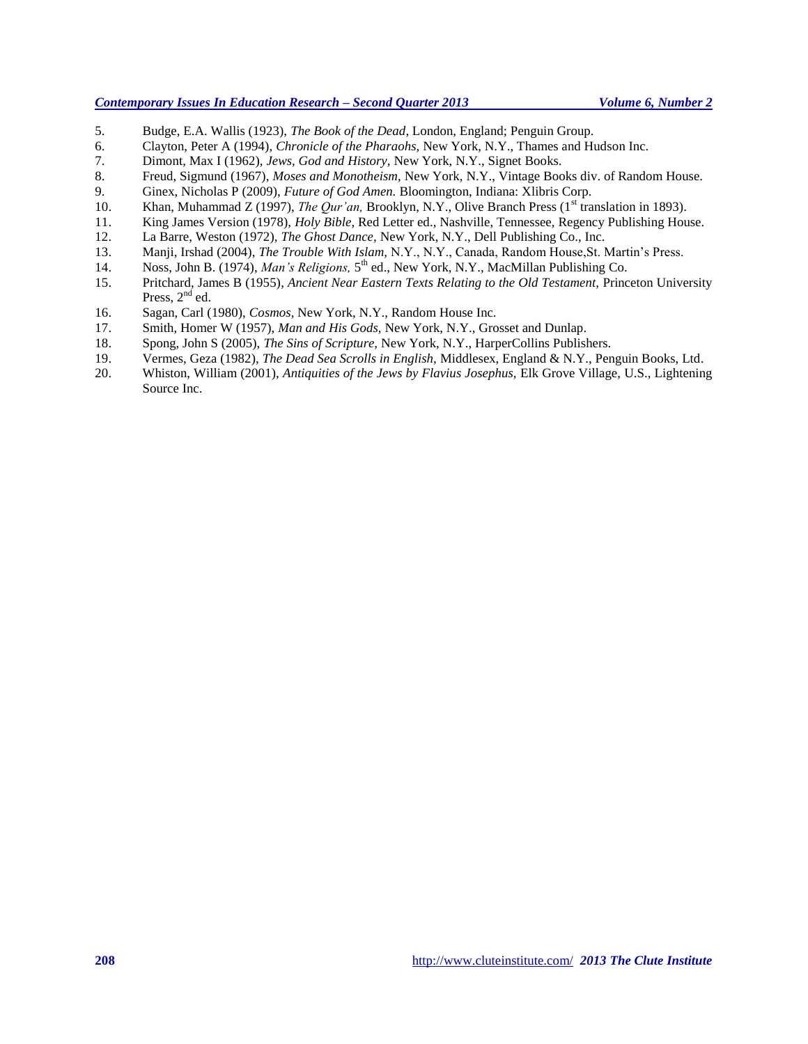5. Budge, E.A. Wallis (1923), *The Book of the Dead,* London, England; Penguin Group.
6. Clayton, Peter A (1994), *Chronicle of the Pharaohs,* New York, N.Y., Thames and Hudson Inc.
7. Dimont, Max I (1962), *Jews, God and History,* New York, N.Y., Signet Books.
8. Freud, Sigmund (1967), *Moses and Monotheism,* New York, N.Y., Vintage Books div. of Random House.
9. Ginex, Nicholas P (2009), *Future of God Amen.* Bloomington, Indiana: Xlibris Corp.
10. Khan, Muhammad Z (1997), *The Qur'an,* Brooklyn, N.Y., Olive Branch Press (1st translation in 1893).
11. King James Version (1978), *Holy Bible,* Red Letter ed., Nashville, Tennessee, Regency Publishing House.
12. La Barre, Weston (1972), *The Ghost Dance,* New York, N.Y., Dell Publishing Co., Inc.
13. Manji, Irshad (2004), *The Trouble With Islam,* N.Y., N.Y., Canada, Random House,St. Martin's Press.
14. Noss, John B. (1974), *Man's Religions,* 5th ed., New York, N.Y., MacMillan Publishing Co.
15. Pritchard, James B (1955), *Ancient Near Eastern Texts Relating to the Old Testament,* Princeton University Press, 2nd ed.
16. Sagan, Carl (1980), *Cosmos,* New York, N.Y., Random House Inc.
17. Smith, Homer W (1957), *Man and His Gods,* New York, N.Y., Grosset and Dunlap.
18. Spong, John S (2005), *The Sins of Scripture,* New York, N.Y., HarperCollins Publishers.
19. Vermes, Geza (1982), *The Dead Sea Scrolls in English,* Middlesex, England & N.Y., Penguin Books, Ltd.
20. Whiston, William (2001), *Antiquities of the Jews by Flavius Josephus,* Elk Grove Village, U.S., Lightening Source Inc.